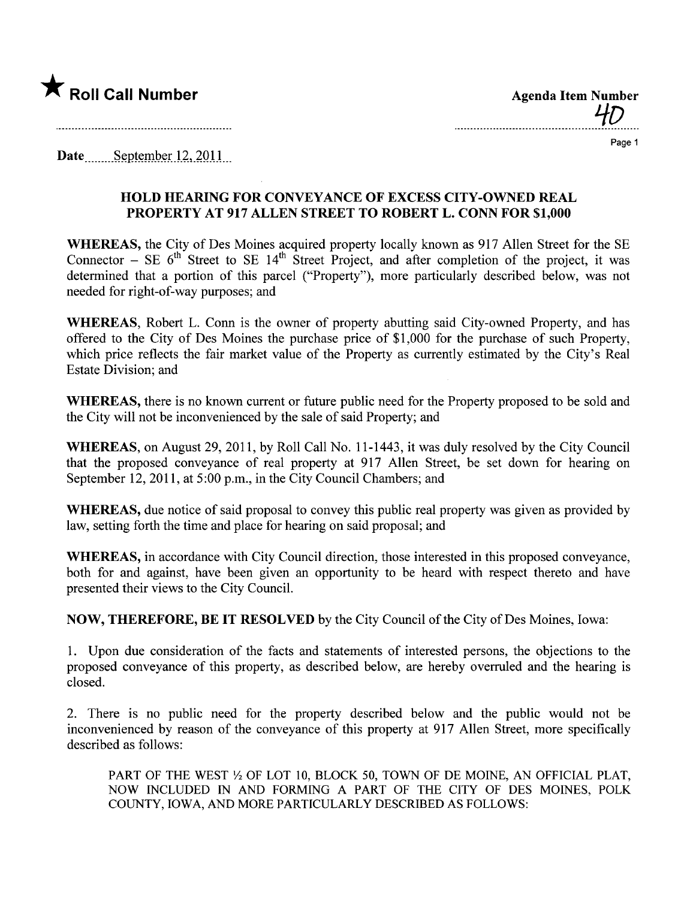★ **Roll Call Number**

**Agenda Item Number**
4D

Date September 12, 2011

## HOLD HEARING FOR CONVEYANCE OF EXCESS CITY-OWNED REAL PROPERTY AT 917 ALLEN STREET TO ROBERT L. CONN FOR $1,000

**WHEREAS,** the City of Des Moines acquired property locally known as 917 Allen Street for the SE Connector – SE 6th Street to SE 14th Street Project, and after completion of the project, it was determined that a portion of this parcel ("Property"), more particularly described below, was not needed for right-of-way purposes; and

**WHEREAS,** Robert L. Conn is the owner of property abutting said City-owned Property, and has offered to the City of Des Moines the purchase price of $1,000 for the purchase of such Property, which price reflects the fair market value of the Property as currently estimated by the City's Real Estate Division; and

**WHEREAS,** there is no known current or future public need for the Property proposed to be sold and the City will not be inconvenienced by the sale of said Property; and

**WHEREAS,** on August 29, 2011, by Roll Call No. 11-1443, it was duly resolved by the City Council that the proposed conveyance of real property at 917 Allen Street, be set down for hearing on September 12, 2011, at 5:00 p.m., in the City Council Chambers; and

**WHEREAS,** due notice of said proposal to convey this public real property was given as provided by law, setting forth the time and place for hearing on said proposal; and

**WHEREAS,** in accordance with City Council direction, those interested in this proposed conveyance, both for and against, have been given an opportunity to be heard with respect thereto and have presented their views to the City Council.

**NOW, THEREFORE, BE IT RESOLVED** by the City Council of the City of Des Moines, Iowa:

1. Upon due consideration of the facts and statements of interested persons, the objections to the proposed conveyance of this property, as described below, are hereby overruled and the hearing is closed.

2. There is no public need for the property described below and the public would not be inconvenienced by reason of the conveyance of this property at 917 Allen Street, more specifically described as follows:

PART OF THE WEST ½ OF LOT 10, BLOCK 50, TOWN OF DE MOINE, AN OFFICIAL PLAT, NOW INCLUDED IN AND FORMING A PART OF THE CITY OF DES MOINES, POLK COUNTY, IOWA, AND MORE PARTICULARLY DESCRIBED AS FOLLOWS: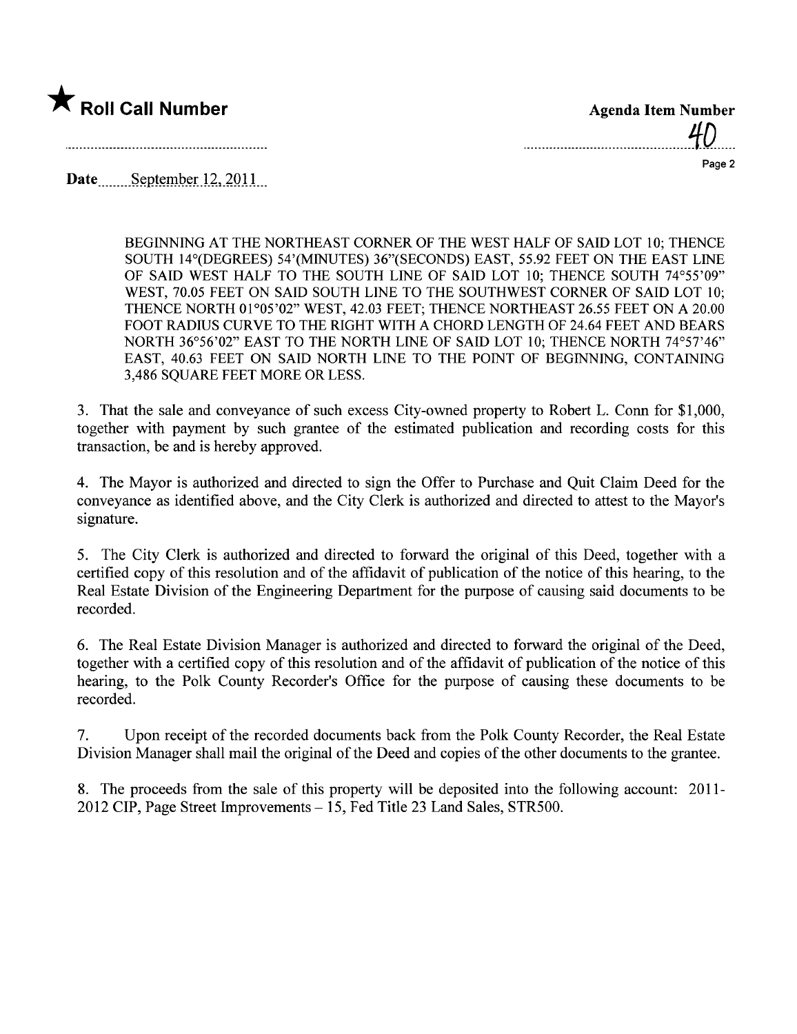★ **Roll Call Number**

**Agenda Item Number**

40

**Date** September 12, 2011

BEGINNING AT THE NORTHEAST CORNER OF THE WEST HALF OF SAID LOT 10; THENCE SOUTH 14°(DEGREES) 54'(MINUTES) 36"(SECONDS) EAST, 55.92 FEET ON THE EAST LINE OF SAID WEST HALF TO THE SOUTH LINE OF SAID LOT 10; THENCE SOUTH 74°55'09" WEST, 70.05 FEET ON SAID SOUTH LINE TO THE SOUTHWEST CORNER OF SAID LOT 10; THENCE NORTH 01°05'02" WEST, 42.03 FEET; THENCE NORTHEAST 26.55 FEET ON A 20.00 FOOT RADIUS CURVE TO THE RIGHT WITH A CHORD LENGTH OF 24.64 FEET AND BEARS NORTH 36°56'02" EAST TO THE NORTH LINE OF SAID LOT 10; THENCE NORTH 74°57'46" EAST, 40.63 FEET ON SAID NORTH LINE TO THE POINT OF BEGINNING, CONTAINING 3,486 SQUARE FEET MORE OR LESS.

3. That the sale and conveyance of such excess City-owned property to Robert L. Conn for $1,000, together with payment by such grantee of the estimated publication and recording costs for this transaction, be and is hereby approved.

4. The Mayor is authorized and directed to sign the Offer to Purchase and Quit Claim Deed for the conveyance as identified above, and the City Clerk is authorized and directed to attest to the Mayor's signature.

5. The City Clerk is authorized and directed to forward the original of this Deed, together with a certified copy of this resolution and of the affidavit of publication of the notice of this hearing, to the Real Estate Division of the Engineering Department for the purpose of causing said documents to be recorded.

6. The Real Estate Division Manager is authorized and directed to forward the original of the Deed, together with a certified copy of this resolution and of the affidavit of publication of the notice of this hearing, to the Polk County Recorder's Office for the purpose of causing these documents to be recorded.

7. Upon receipt of the recorded documents back from the Polk County Recorder, the Real Estate Division Manager shall mail the original of the Deed and copies of the other documents to the grantee.

8. The proceeds from the sale of this property will be deposited into the following account: 2011-2012 CIP, Page Street Improvements – 15, Fed Title 23 Land Sales, STR500.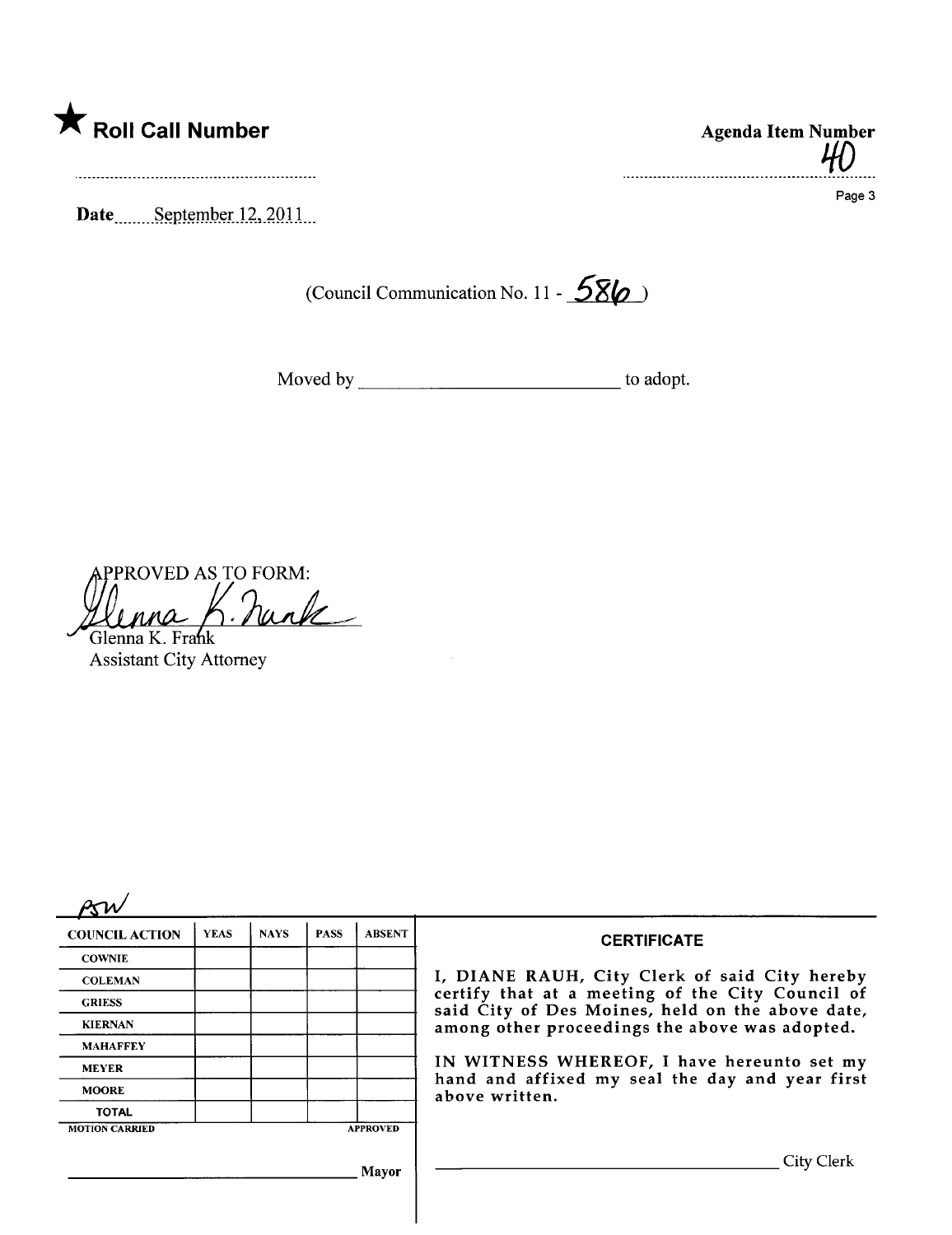★ **Roll Call Number**

**Agenda Item Number**
40

**Date** September 12, 2011

(Council Communication No. 11 - 586 )

Moved by ___________________________ to adopt.

APPROVED AS TO FORM:

Glenna K. Frank
Assistant City Attorney

PSW

| COUNCIL ACTION | YEAS | NAYS | PASS | ABSENT |
|---|---|---|---|---|
| COWNIE | | | | |
| COLEMAN | | | | |
| GRIESS | | | | |
| KIERNAN | | | | |
| MAHAFFEY | | | | |
| MEYER | | | | |
| MOORE | | | | |
| TOTAL | | | | |
| MOTION CARRIED | | | | APPROVED |

______________________________ Mayor

**CERTIFICATE**

I, DIANE RAUH, City Clerk of said City hereby certify that at a meeting of the City Council of said City of Des Moines, held on the above date, among other proceedings the above was adopted.

IN WITNESS WHEREOF, I have hereunto set my hand and affixed my seal the day and year first above written.

______________________________ City Clerk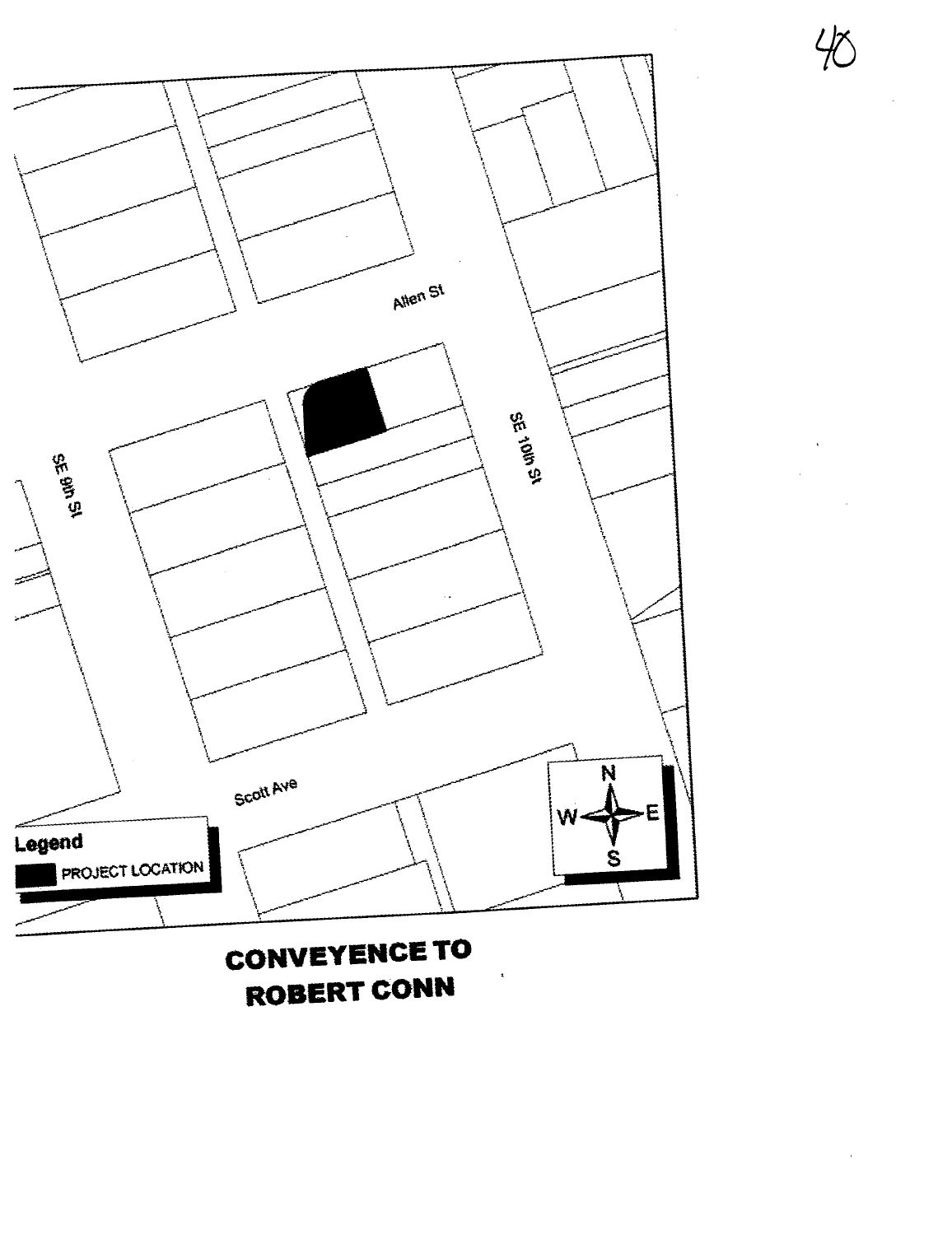Allen St

SE 9th St

SE 10th St

Scott Ave

Legend

PROJECT LOCATION

N

W

E

S

**CONVEYENCE TO ROBERT CONN**